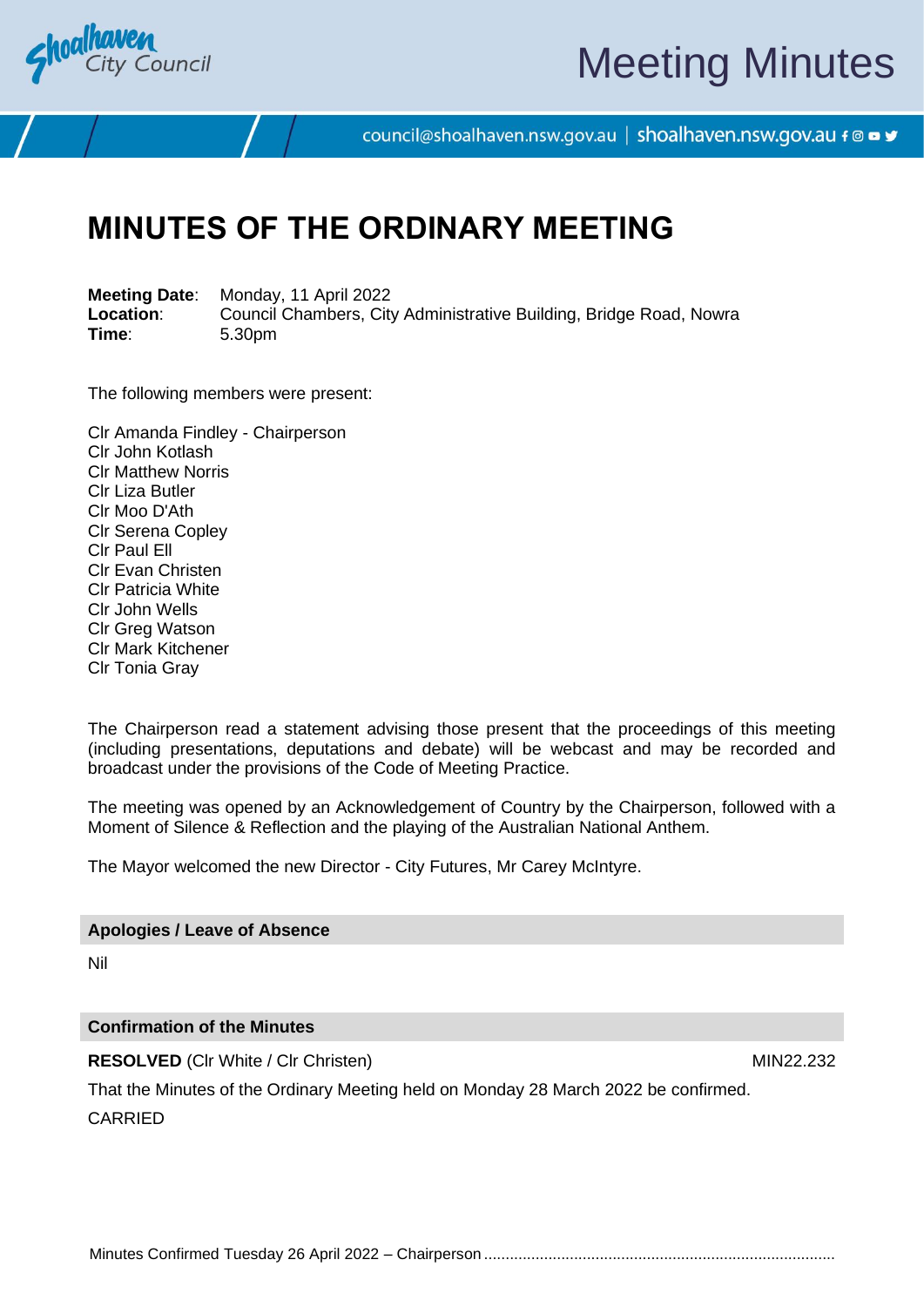# MINUTES OF THE ORDINARY MEETING

**Meeting Date**: Monday, 11 April 2022
**Location**: Council Chambers, City Administrative Building, Bridge Road, Nowra
**Time**: 5.30pm

The following members were present:

Clr Amanda Findley - Chairperson
Clr John Kotlash
Clr Matthew Norris
Clr Liza Butler
Clr Moo D'Ath
Clr Serena Copley
Clr Paul Ell
Clr Evan Christen
Clr Patricia White
Clr John Wells
Clr Greg Watson
Clr Mark Kitchener
Clr Tonia Gray

The Chairperson read a statement advising those present that the proceedings of this meeting (including presentations, deputations and debate) will be webcast and may be recorded and broadcast under the provisions of the Code of Meeting Practice.

The meeting was opened by an Acknowledgement of Country by the Chairperson, followed with a Moment of Silence & Reflection and the playing of the Australian National Anthem.

The Mayor welcomed the new Director - City Futures, Mr Carey McIntyre.

## Apologies / Leave of Absence

Nil

## Confirmation of the Minutes

**RESOLVED** (Clr White / Clr Christen) MIN22.232

That the Minutes of the Ordinary Meeting held on Monday 28 March 2022 be confirmed.

CARRIED

Minutes Confirmed Tuesday 26 April 2022 – Chairperson ................................................................................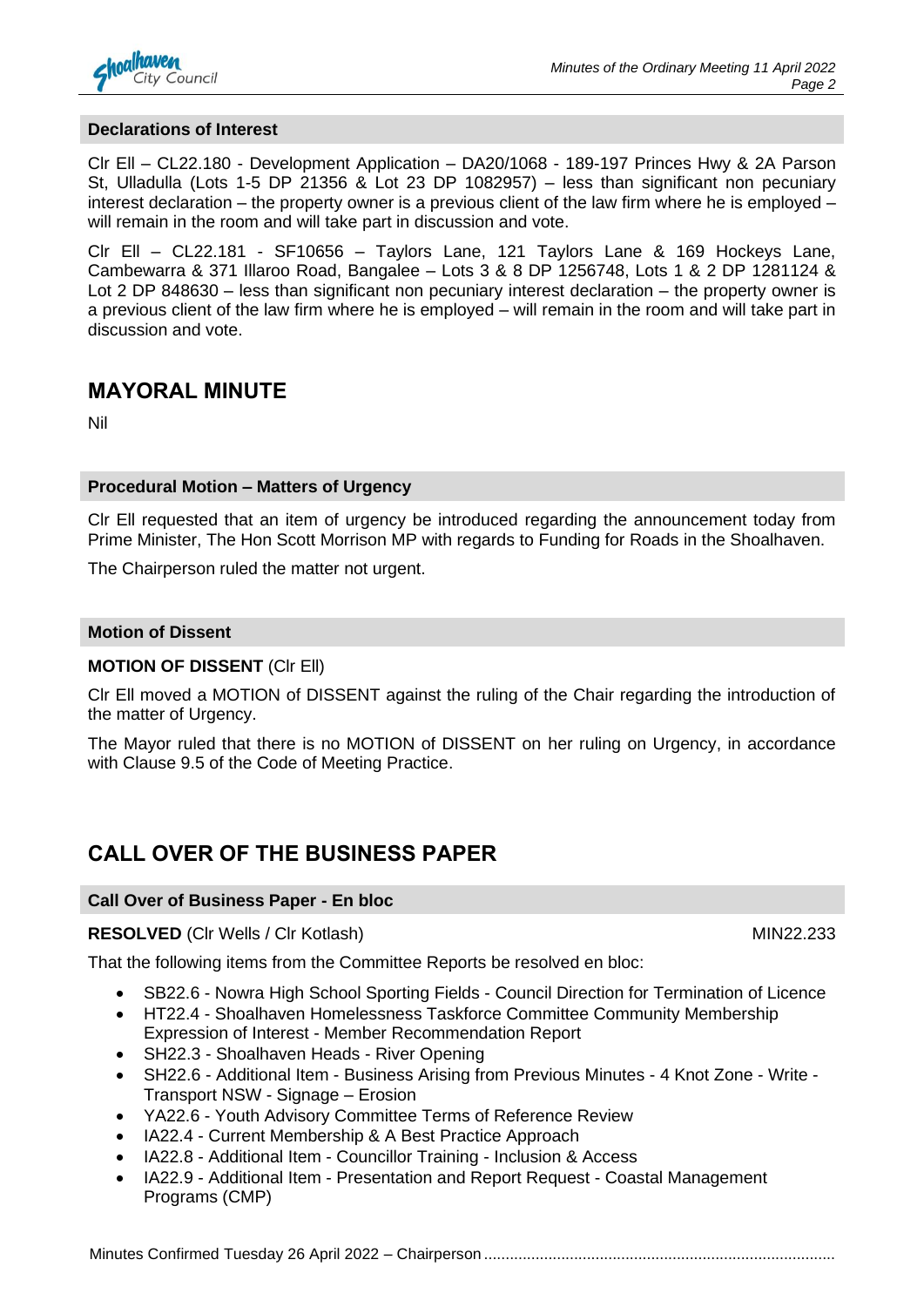### Declarations of Interest

Clr Ell – CL22.180 - Development Application – DA20/1068 - 189-197 Princes Hwy & 2A Parson St, Ulladulla (Lots 1-5 DP 21356 & Lot 23 DP 1082957) – less than significant non pecuniary interest declaration – the property owner is a previous client of the law firm where he is employed – will remain in the room and will take part in discussion and vote.

Clr Ell – CL22.181 - SF10656 – Taylors Lane, 121 Taylors Lane & 169 Hockeys Lane, Cambewarra & 371 Illaroo Road, Bangalee – Lots 3 & 8 DP 1256748, Lots 1 & 2 DP 1281124 & Lot 2 DP 848630 – less than significant non pecuniary interest declaration – the property owner is a previous client of the law firm where he is employed – will remain in the room and will take part in discussion and vote.

## MAYORAL MINUTE

Nil

### Procedural Motion – Matters of Urgency

Clr Ell requested that an item of urgency be introduced regarding the announcement today from Prime Minister, The Hon Scott Morrison MP with regards to Funding for Roads in the Shoalhaven.

The Chairperson ruled the matter not urgent.

### Motion of Dissent

**MOTION OF DISSENT** (Clr Ell)

Clr Ell moved a MOTION of DISSENT against the ruling of the Chair regarding the introduction of the matter of Urgency.

The Mayor ruled that there is no MOTION of DISSENT on her ruling on Urgency, in accordance with Clause 9.5 of the Code of Meeting Practice.

## CALL OVER OF THE BUSINESS PAPER

### Call Over of Business Paper - En bloc

**RESOLVED** (Clr Wells / Clr Kotlash) MIN22.233

That the following items from the Committee Reports be resolved en bloc:

- SB22.6 - Nowra High School Sporting Fields - Council Direction for Termination of Licence
- HT22.4 - Shoalhaven Homelessness Taskforce Committee Community Membership Expression of Interest - Member Recommendation Report
- SH22.3 - Shoalhaven Heads - River Opening
- SH22.6 - Additional Item - Business Arising from Previous Minutes - 4 Knot Zone - Write - Transport NSW - Signage – Erosion
- YA22.6 - Youth Advisory Committee Terms of Reference Review
- IA22.4 - Current Membership & A Best Practice Approach
- IA22.8 - Additional Item - Councillor Training - Inclusion & Access
- IA22.9 - Additional Item - Presentation and Report Request - Coastal Management Programs (CMP)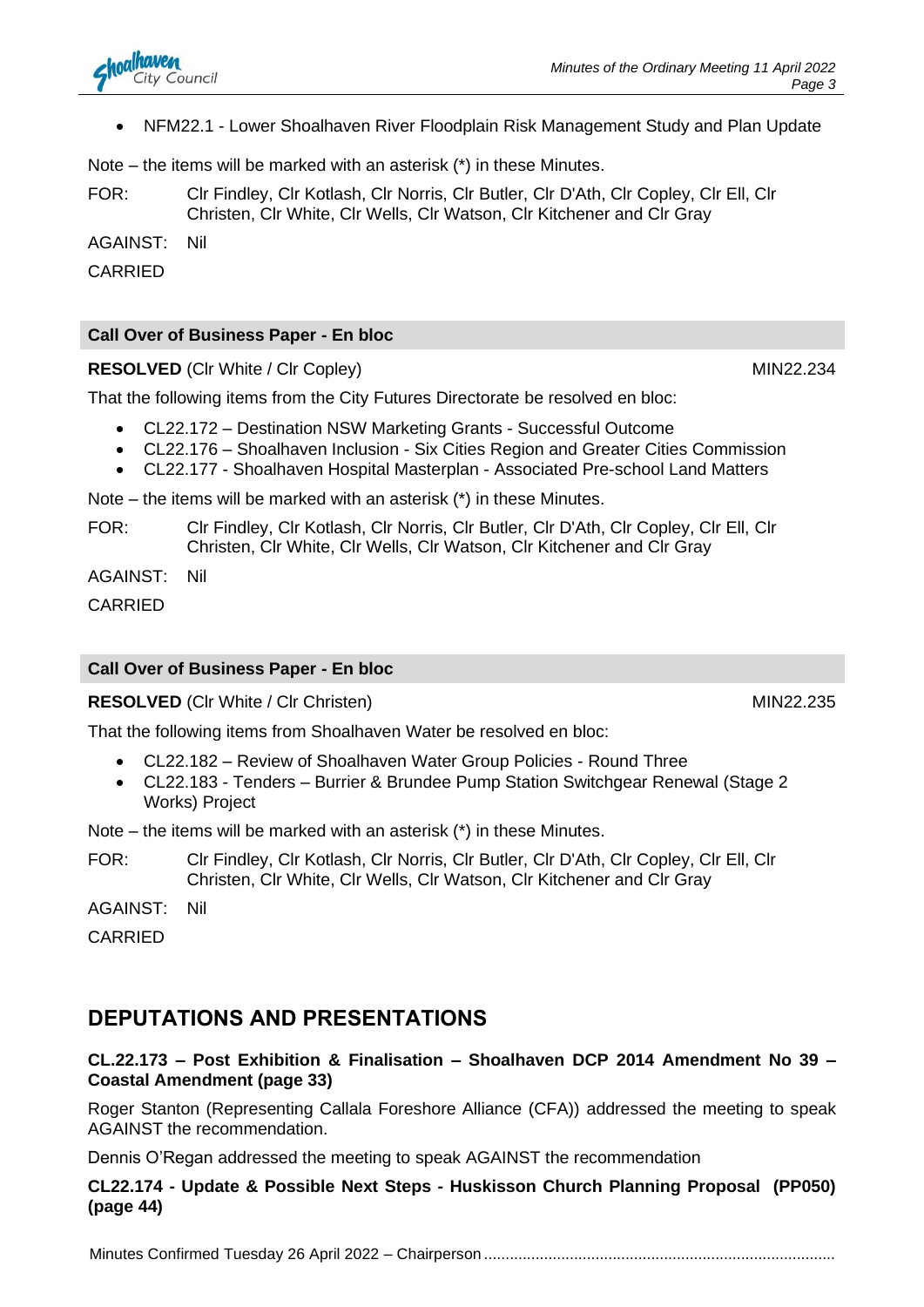- NFM22.1 - Lower Shoalhaven River Floodplain Risk Management Study and Plan Update

Note – the items will be marked with an asterisk (*) in these Minutes.

FOR: Clr Findley, Clr Kotlash, Clr Norris, Clr Butler, Clr D'Ath, Clr Copley, Clr Ell, Clr Christen, Clr White, Clr Wells, Clr Watson, Clr Kitchener and Clr Gray

AGAINST: Nil

CARRIED

### Call Over of Business Paper - En bloc

**RESOLVED** (Clr White / Clr Copley) MIN22.234

That the following items from the City Futures Directorate be resolved en bloc:

- CL22.172 – Destination NSW Marketing Grants - Successful Outcome
- CL22.176 – Shoalhaven Inclusion - Six Cities Region and Greater Cities Commission
- CL22.177 - Shoalhaven Hospital Masterplan - Associated Pre-school Land Matters

Note – the items will be marked with an asterisk (*) in these Minutes.

FOR: Clr Findley, Clr Kotlash, Clr Norris, Clr Butler, Clr D'Ath, Clr Copley, Clr Ell, Clr Christen, Clr White, Clr Wells, Clr Watson, Clr Kitchener and Clr Gray

AGAINST: Nil

CARRIED

### Call Over of Business Paper - En bloc

**RESOLVED** (Clr White / Clr Christen) MIN22.235

That the following items from Shoalhaven Water be resolved en bloc:

- CL22.182 – Review of Shoalhaven Water Group Policies - Round Three
- CL22.183 - Tenders – Burrier & Brundee Pump Station Switchgear Renewal (Stage 2 Works) Project

Note – the items will be marked with an asterisk (*) in these Minutes.

FOR: Clr Findley, Clr Kotlash, Clr Norris, Clr Butler, Clr D'Ath, Clr Copley, Clr Ell, Clr Christen, Clr White, Clr Wells, Clr Watson, Clr Kitchener and Clr Gray

AGAINST: Nil

CARRIED

## DEPUTATIONS AND PRESENTATIONS

**CL.22.173 – Post Exhibition & Finalisation – Shoalhaven DCP 2014 Amendment No 39 – Coastal Amendment (page 33)**

Roger Stanton (Representing Callala Foreshore Alliance (CFA)) addressed the meeting to speak AGAINST the recommendation.

Dennis O'Regan addressed the meeting to speak AGAINST the recommendation

**CL22.174 - Update & Possible Next Steps - Huskisson Church Planning Proposal (PP050) (page 44)**

Minutes Confirmed Tuesday 26 April 2022 – Chairperson .................................................................................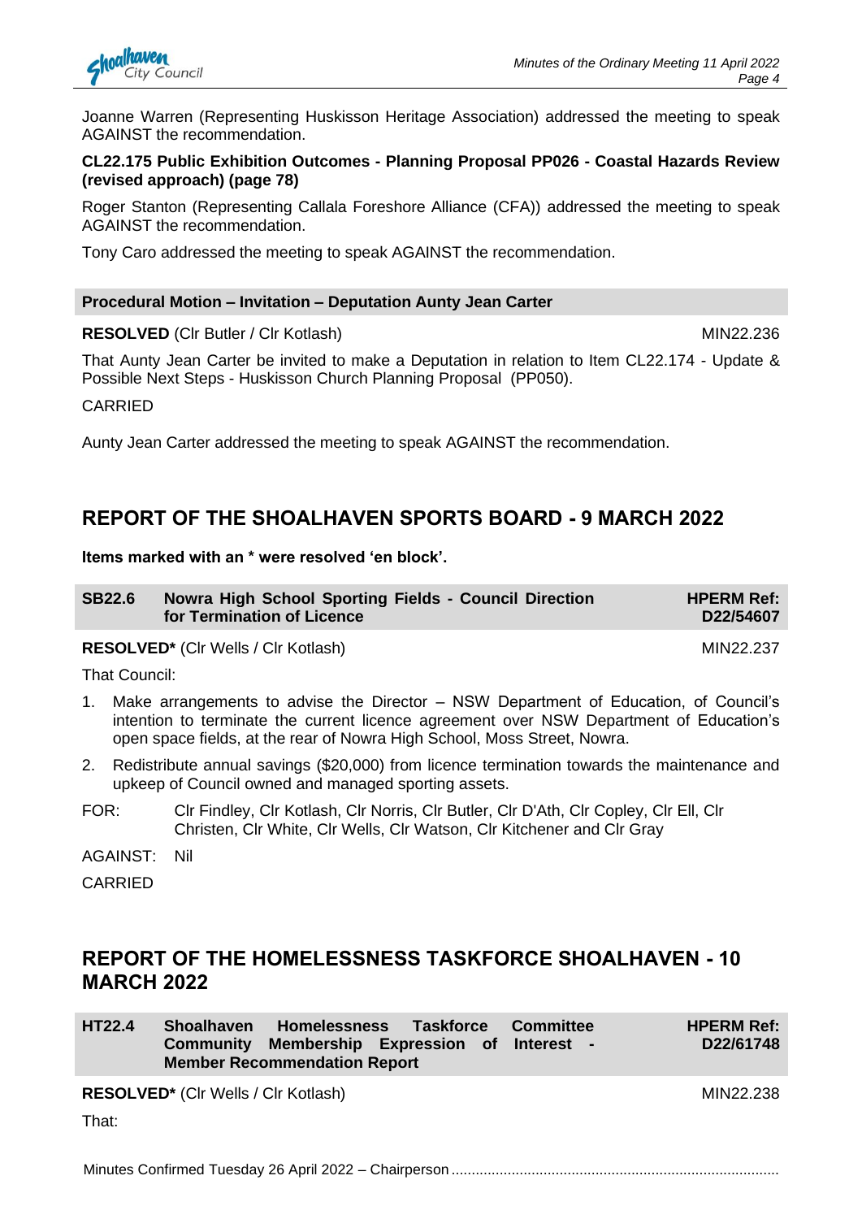Joanne Warren (Representing Huskisson Heritage Association) addressed the meeting to speak AGAINST the recommendation.

**CL22.175 Public Exhibition Outcomes - Planning Proposal PP026 - Coastal Hazards Review (revised approach) (page 78)**

Roger Stanton (Representing Callala Foreshore Alliance (CFA)) addressed the meeting to speak AGAINST the recommendation.

Tony Caro addressed the meeting to speak AGAINST the recommendation.

**Procedural Motion – Invitation – Deputation Aunty Jean Carter**

**RESOLVED** (Clr Butler / Clr Kotlash) MIN22.236

That Aunty Jean Carter be invited to make a Deputation in relation to Item CL22.174 - Update & Possible Next Steps - Huskisson Church Planning Proposal (PP050).

CARRIED

Aunty Jean Carter addressed the meeting to speak AGAINST the recommendation.

## REPORT OF THE SHOALHAVEN SPORTS BOARD - 9 MARCH 2022

**Items marked with an * were resolved 'en block'.**

| **SB22.6** | **Nowra High School Sporting Fields - Council Direction for Termination of Licence** | **HPERM Ref: D22/54607** |
|---|---|---|

**RESOLVED*** (Clr Wells / Clr Kotlash) MIN22.237

That Council:

1. Make arrangements to advise the Director – NSW Department of Education, of Council's intention to terminate the current licence agreement over NSW Department of Education's open space fields, at the rear of Nowra High School, Moss Street, Nowra.
2. Redistribute annual savings ($20,000) from licence termination towards the maintenance and upkeep of Council owned and managed sporting assets.

FOR: Clr Findley, Clr Kotlash, Clr Norris, Clr Butler, Clr D'Ath, Clr Copley, Clr Ell, Clr Christen, Clr White, Clr Wells, Clr Watson, Clr Kitchener and Clr Gray

AGAINST: Nil

CARRIED

## REPORT OF THE HOMELESSNESS TASKFORCE SHOALHAVEN - 10 MARCH 2022

| **HT22.4** | **Shoalhaven Homelessness Taskforce Committee Community Membership Expression of Interest - Member Recommendation Report** | **HPERM Ref: D22/61748** |
|---|---|---|

**RESOLVED*** (Clr Wells / Clr Kotlash) MIN22.238

That: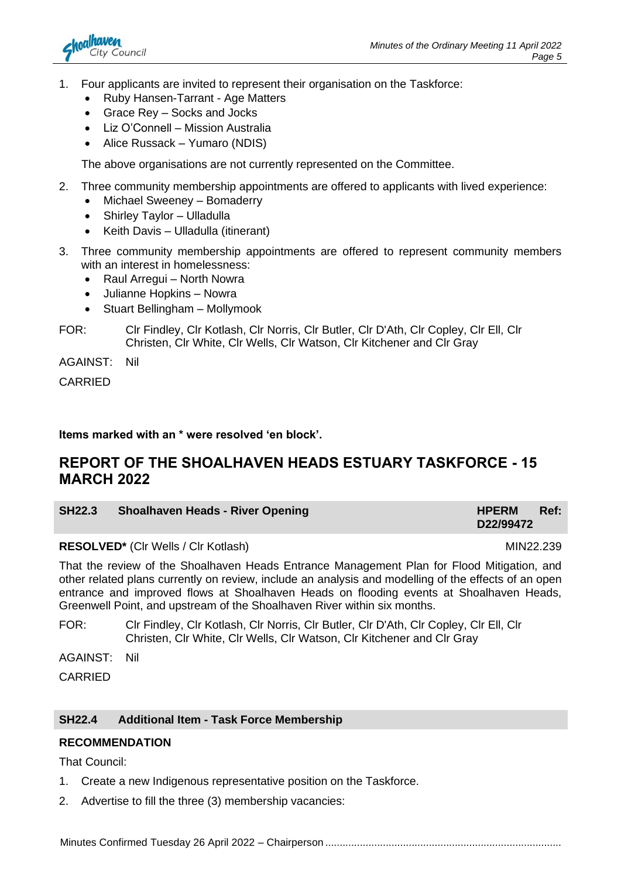1. Four applicants are invited to represent their organisation on the Taskforce:
   - Ruby Hansen-Tarrant - Age Matters
   - Grace Rey – Socks and Jocks
   - Liz O'Connell – Mission Australia
   - Alice Russack – Yumaro (NDIS)

   The above organisations are not currently represented on the Committee.

2. Three community membership appointments are offered to applicants with lived experience:
   - Michael Sweeney – Bomaderry
   - Shirley Taylor – Ulladulla
   - Keith Davis – Ulladulla (itinerant)

3. Three community membership appointments are offered to represent community members with an interest in homelessness:
   - Raul Arregui – North Nowra
   - Julianne Hopkins – Nowra
   - Stuart Bellingham – Mollymook

FOR: Clr Findley, Clr Kotlash, Clr Norris, Clr Butler, Clr D'Ath, Clr Copley, Clr Ell, Clr Christen, Clr White, Clr Wells, Clr Watson, Clr Kitchener and Clr Gray

AGAINST: Nil

CARRIED

**Items marked with an * were resolved 'en block'.**

## REPORT OF THE SHOALHAVEN HEADS ESTUARY TASKFORCE - 15 MARCH 2022

### SH22.3 Shoalhaven Heads - River Opening — HPERM Ref: D22/99472

**RESOLVED*** (Clr Wells / Clr Kotlash) MIN22.239

That the review of the Shoalhaven Heads Entrance Management Plan for Flood Mitigation, and other related plans currently on review, include an analysis and modelling of the effects of an open entrance and improved flows at Shoalhaven Heads on flooding events at Shoalhaven Heads, Greenwell Point, and upstream of the Shoalhaven River within six months.

FOR: Clr Findley, Clr Kotlash, Clr Norris, Clr Butler, Clr D'Ath, Clr Copley, Clr Ell, Clr Christen, Clr White, Clr Wells, Clr Watson, Clr Kitchener and Clr Gray

AGAINST: Nil

CARRIED

### SH22.4 Additional Item - Task Force Membership

**RECOMMENDATION**

That Council:

1. Create a new Indigenous representative position on the Taskforce.
2. Advertise to fill the three (3) membership vacancies: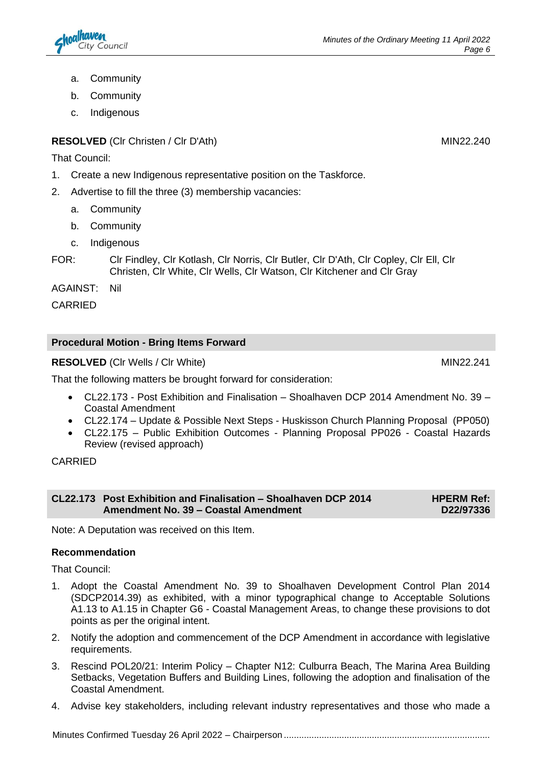a. Community
   b. Community
   c. Indigenous

**RESOLVED** (Clr Christen / Clr D'Ath) MIN22.240

That Council:

1. Create a new Indigenous representative position on the Taskforce.
2. Advertise to fill the three (3) membership vacancies:
   a. Community
   b. Community
   c. Indigenous

FOR: Clr Findley, Clr Kotlash, Clr Norris, Clr Butler, Clr D'Ath, Clr Copley, Clr Ell, Clr Christen, Clr White, Clr Wells, Clr Watson, Clr Kitchener and Clr Gray

AGAINST: Nil

CARRIED

## Procedural Motion - Bring Items Forward

**RESOLVED** (Clr Wells / Clr White) MIN22.241

That the following matters be brought forward for consideration:

- CL22.173 - Post Exhibition and Finalisation – Shoalhaven DCP 2014 Amendment No. 39 – Coastal Amendment
- CL22.174 – Update & Possible Next Steps - Huskisson Church Planning Proposal (PP050)
- CL22.175 – Public Exhibition Outcomes - Planning Proposal PP026 - Coastal Hazards Review (revised approach)

CARRIED

## CL22.173 Post Exhibition and Finalisation – Shoalhaven DCP 2014 Amendment No. 39 – Coastal Amendment

**HPERM Ref: D22/97336**

Note: A Deputation was received on this Item.

**Recommendation**

That Council:

1. Adopt the Coastal Amendment No. 39 to Shoalhaven Development Control Plan 2014 (SDCP2014.39) as exhibited, with a minor typographical change to Acceptable Solutions A1.13 to A1.15 in Chapter G6 - Coastal Management Areas, to change these provisions to dot points as per the original intent.
2. Notify the adoption and commencement of the DCP Amendment in accordance with legislative requirements.
3. Rescind POL20/21: Interim Policy – Chapter N12: Culburra Beach, The Marina Area Building Setbacks, Vegetation Buffers and Building Lines, following the adoption and finalisation of the Coastal Amendment.
4. Advise key stakeholders, including relevant industry representatives and those who made a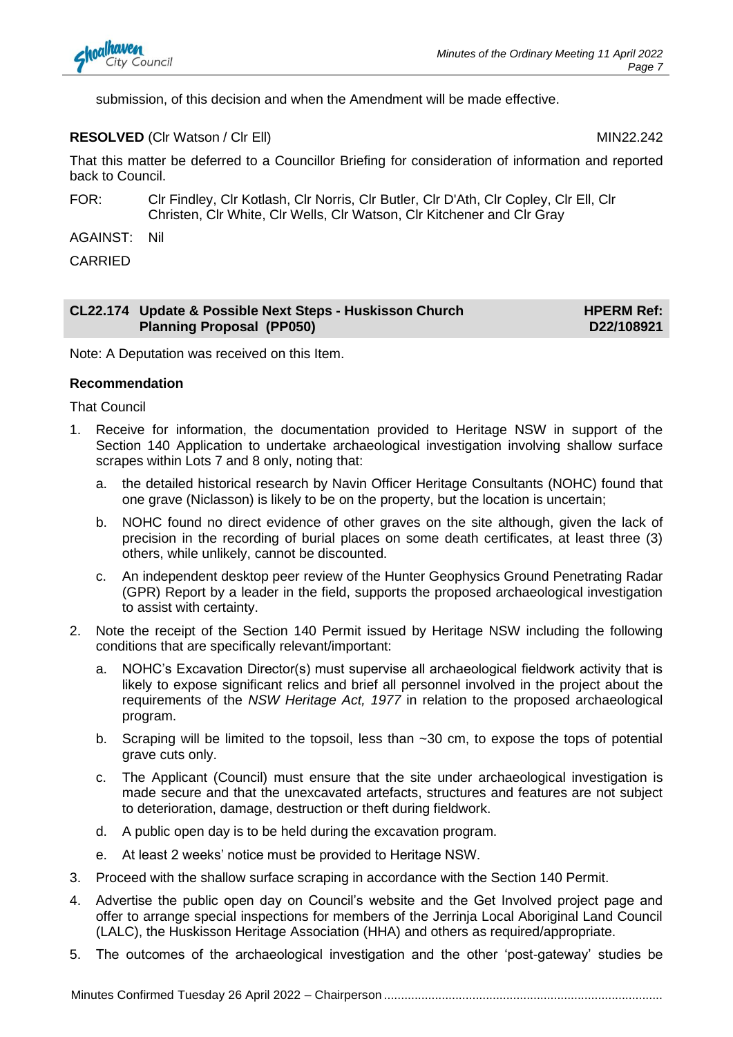submission, of this decision and when the Amendment will be made effective.

**RESOLVED** (Clr Watson / Clr Ell) MIN22.242

That this matter be deferred to a Councillor Briefing for consideration of information and reported back to Council.

FOR: Clr Findley, Clr Kotlash, Clr Norris, Clr Butler, Clr D'Ath, Clr Copley, Clr Ell, Clr Christen, Clr White, Clr Wells, Clr Watson, Clr Kitchener and Clr Gray

AGAINST: Nil

CARRIED

## CL22.174 Update & Possible Next Steps - Huskisson Church Planning Proposal (PP050)

**HPERM Ref: D22/108921**

Note: A Deputation was received on this Item.

**Recommendation**

That Council

1. Receive for information, the documentation provided to Heritage NSW in support of the Section 140 Application to undertake archaeological investigation involving shallow surface scrapes within Lots 7 and 8 only, noting that:
   a. the detailed historical research by Navin Officer Heritage Consultants (NOHC) found that one grave (Niclasson) is likely to be on the property, but the location is uncertain;
   b. NOHC found no direct evidence of other graves on the site although, given the lack of precision in the recording of burial places on some death certificates, at least three (3) others, while unlikely, cannot be discounted.
   c. An independent desktop peer review of the Hunter Geophysics Ground Penetrating Radar (GPR) Report by a leader in the field, supports the proposed archaeological investigation to assist with certainty.
2. Note the receipt of the Section 140 Permit issued by Heritage NSW including the following conditions that are specifically relevant/important:
   a. NOHC's Excavation Director(s) must supervise all archaeological fieldwork activity that is likely to expose significant relics and brief all personnel involved in the project about the requirements of the *NSW Heritage Act, 1977* in relation to the proposed archaeological program.
   b. Scraping will be limited to the topsoil, less than ~30 cm, to expose the tops of potential grave cuts only.
   c. The Applicant (Council) must ensure that the site under archaeological investigation is made secure and that the unexcavated artefacts, structures and features are not subject to deterioration, damage, destruction or theft during fieldwork.
   d. A public open day is to be held during the excavation program.
   e. At least 2 weeks' notice must be provided to Heritage NSW.
3. Proceed with the shallow surface scraping in accordance with the Section 140 Permit.
4. Advertise the public open day on Council's website and the Get Involved project page and offer to arrange special inspections for members of the Jerrinja Local Aboriginal Land Council (LALC), the Huskisson Heritage Association (HHA) and others as required/appropriate.
5. The outcomes of the archaeological investigation and the other 'post-gateway' studies be

Minutes Confirmed Tuesday 26 April 2022 – Chairperson ................................................................................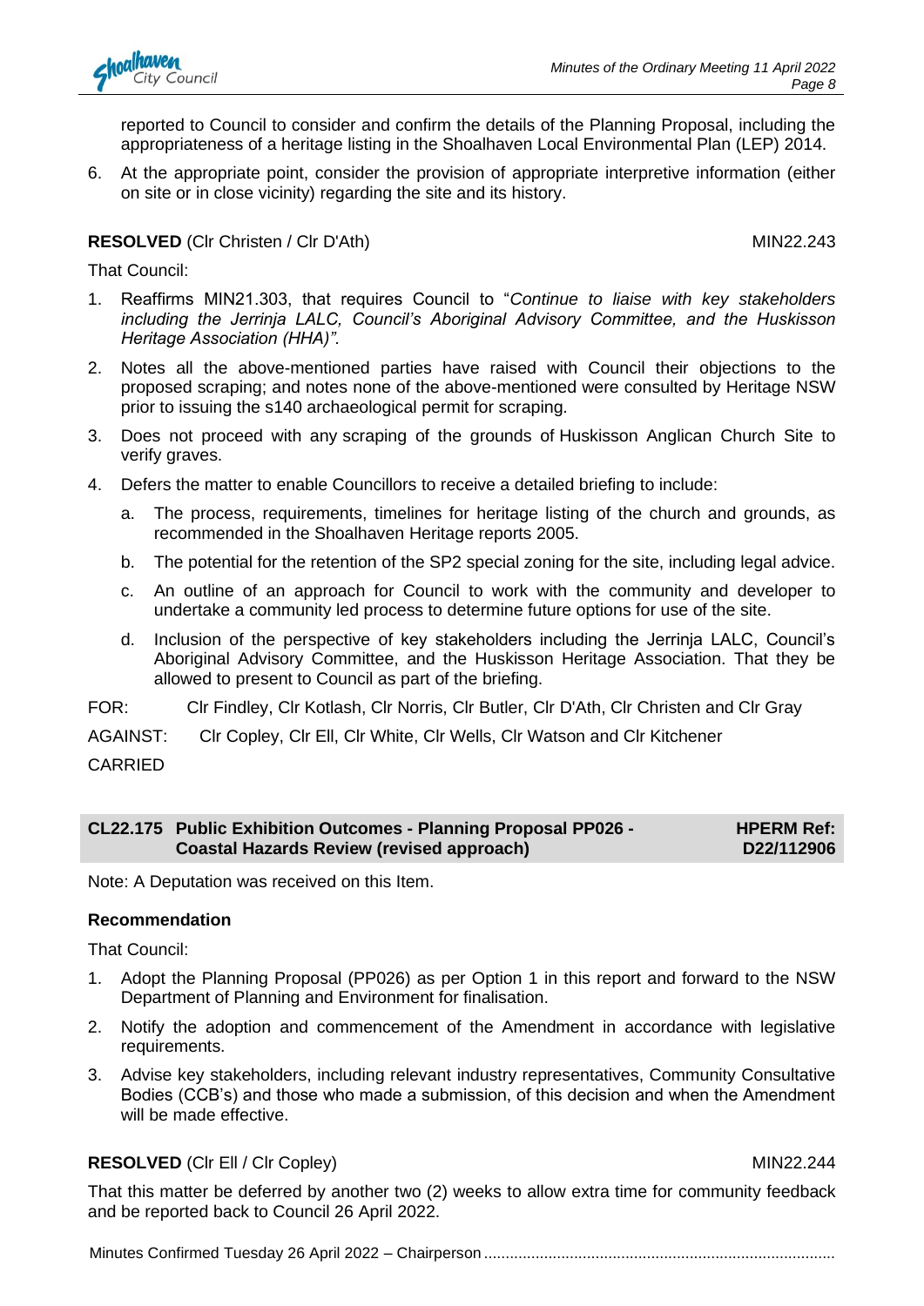reported to Council to consider and confirm the details of the Planning Proposal, including the appropriateness of a heritage listing in the Shoalhaven Local Environmental Plan (LEP) 2014.

6. At the appropriate point, consider the provision of appropriate interpretive information (either on site or in close vicinity) regarding the site and its history.

**RESOLVED** (Clr Christen / Clr D'Ath) MIN22.243

That Council:

1. Reaffirms MIN21.303, that requires Council to "*Continue to liaise with key stakeholders including the Jerrinja LALC, Council's Aboriginal Advisory Committee, and the Huskisson Heritage Association (HHA)"*.
2. Notes all the above-mentioned parties have raised with Council their objections to the proposed scraping; and notes none of the above-mentioned were consulted by Heritage NSW prior to issuing the s140 archaeological permit for scraping.
3. Does not proceed with any scraping of the grounds of Huskisson Anglican Church Site to verify graves.
4. Defers the matter to enable Councillors to receive a detailed briefing to include:
   a. The process, requirements, timelines for heritage listing of the church and grounds, as recommended in the Shoalhaven Heritage reports 2005.
   b. The potential for the retention of the SP2 special zoning for the site, including legal advice.
   c. An outline of an approach for Council to work with the community and developer to undertake a community led process to determine future options for use of the site.
   d. Inclusion of the perspective of key stakeholders including the Jerrinja LALC, Council's Aboriginal Advisory Committee, and the Huskisson Heritage Association. That they be allowed to present to Council as part of the briefing.

FOR: Clr Findley, Clr Kotlash, Clr Norris, Clr Butler, Clr D'Ath, Clr Christen and Clr Gray

AGAINST: Clr Copley, Clr Ell, Clr White, Clr Wells, Clr Watson and Clr Kitchener

CARRIED

## CL22.175 Public Exhibition Outcomes - Planning Proposal PP026 - Coastal Hazards Review (revised approach)

**HPERM Ref: D22/112906**

Note: A Deputation was received on this Item.

**Recommendation**

That Council:

1. Adopt the Planning Proposal (PP026) as per Option 1 in this report and forward to the NSW Department of Planning and Environment for finalisation.
2. Notify the adoption and commencement of the Amendment in accordance with legislative requirements.
3. Advise key stakeholders, including relevant industry representatives, Community Consultative Bodies (CCB's) and those who made a submission, of this decision and when the Amendment will be made effective.

**RESOLVED** (Clr Ell / Clr Copley) MIN22.244

That this matter be deferred by another two (2) weeks to allow extra time for community feedback and be reported back to Council 26 April 2022.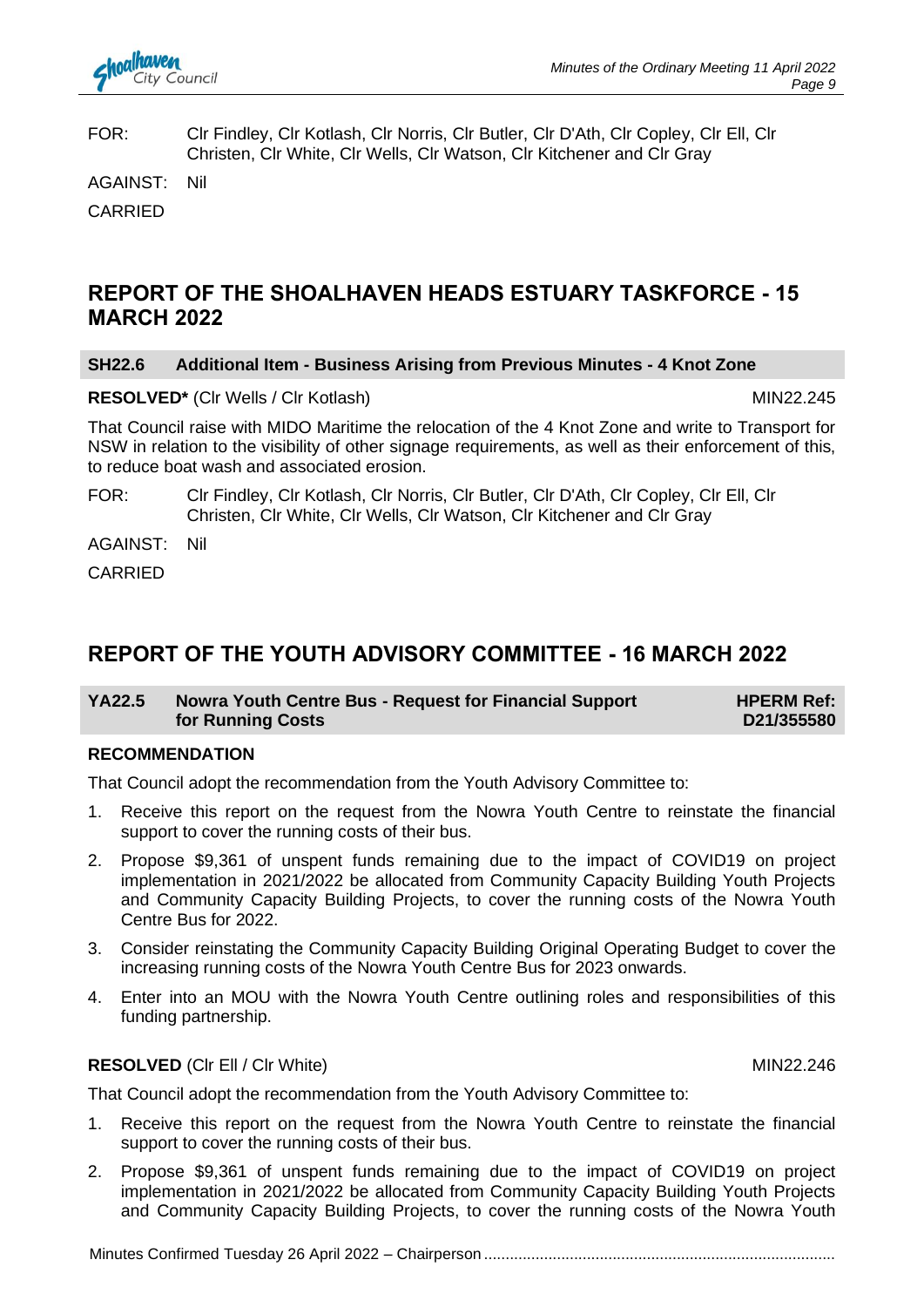FOR: Clr Findley, Clr Kotlash, Clr Norris, Clr Butler, Clr D'Ath, Clr Copley, Clr Ell, Clr Christen, Clr White, Clr Wells, Clr Watson, Clr Kitchener and Clr Gray

AGAINST: Nil

CARRIED

## REPORT OF THE SHOALHAVEN HEADS ESTUARY TASKFORCE - 15 MARCH 2022

### SH22.6 Additional Item - Business Arising from Previous Minutes - 4 Knot Zone

**RESOLVED*** (Clr Wells / Clr Kotlash) MIN22.245

That Council raise with MIDO Maritime the relocation of the 4 Knot Zone and write to Transport for NSW in relation to the visibility of other signage requirements, as well as their enforcement of this, to reduce boat wash and associated erosion.

FOR: Clr Findley, Clr Kotlash, Clr Norris, Clr Butler, Clr D'Ath, Clr Copley, Clr Ell, Clr Christen, Clr White, Clr Wells, Clr Watson, Clr Kitchener and Clr Gray

AGAINST: Nil

CARRIED

## REPORT OF THE YOUTH ADVISORY COMMITTEE - 16 MARCH 2022

### YA22.5 Nowra Youth Centre Bus - Request for Financial Support for Running Costs — HPERM Ref: D21/355580

**RECOMMENDATION**

That Council adopt the recommendation from the Youth Advisory Committee to:

1. Receive this report on the request from the Nowra Youth Centre to reinstate the financial support to cover the running costs of their bus.
2. Propose $9,361 of unspent funds remaining due to the impact of COVID19 on project implementation in 2021/2022 be allocated from Community Capacity Building Youth Projects and Community Capacity Building Projects, to cover the running costs of the Nowra Youth Centre Bus for 2022.
3. Consider reinstating the Community Capacity Building Original Operating Budget to cover the increasing running costs of the Nowra Youth Centre Bus for 2023 onwards.
4. Enter into an MOU with the Nowra Youth Centre outlining roles and responsibilities of this funding partnership.

**RESOLVED** (Clr Ell / Clr White) MIN22.246

That Council adopt the recommendation from the Youth Advisory Committee to:

1. Receive this report on the request from the Nowra Youth Centre to reinstate the financial support to cover the running costs of their bus.
2. Propose $9,361 of unspent funds remaining due to the impact of COVID19 on project implementation in 2021/2022 be allocated from Community Capacity Building Youth Projects and Community Capacity Building Projects, to cover the running costs of the Nowra Youth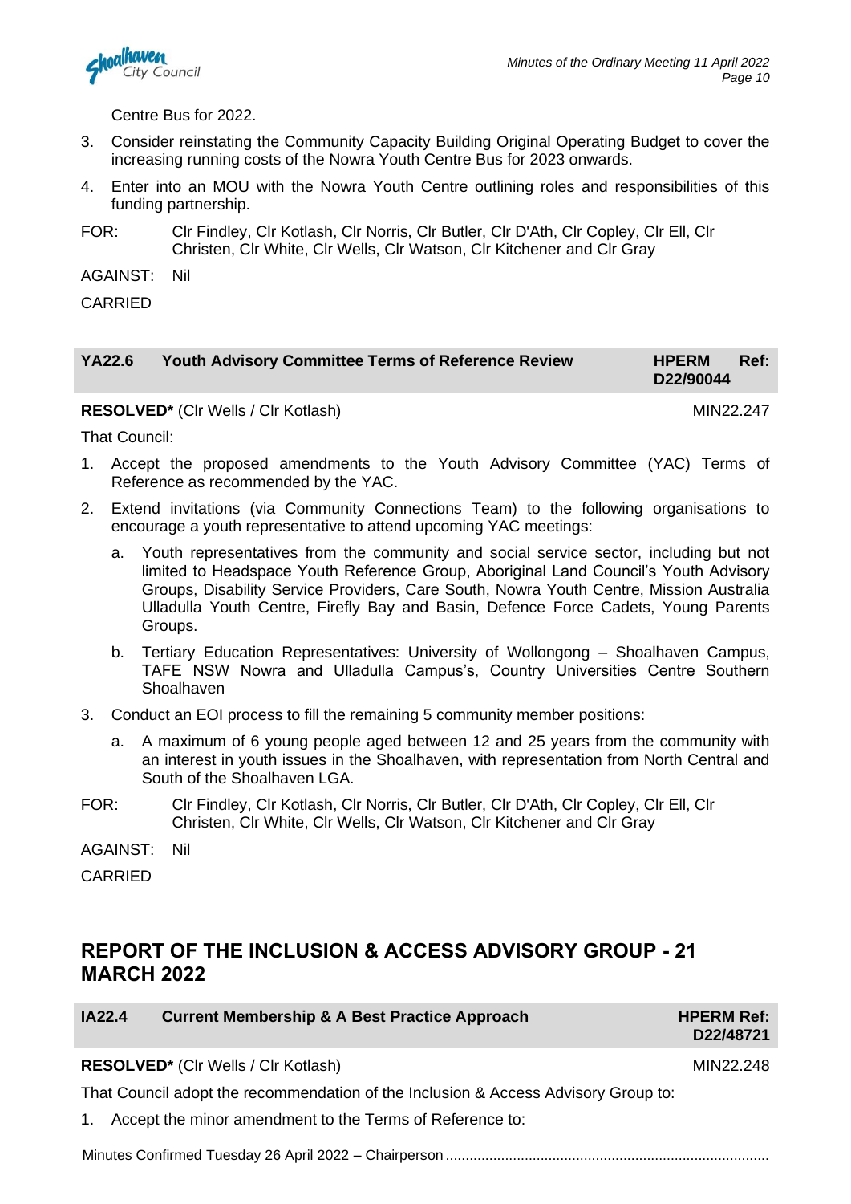Centre Bus for 2022.

3. Consider reinstating the Community Capacity Building Original Operating Budget to cover the increasing running costs of the Nowra Youth Centre Bus for 2023 onwards.
4. Enter into an MOU with the Nowra Youth Centre outlining roles and responsibilities of this funding partnership.

FOR: Clr Findley, Clr Kotlash, Clr Norris, Clr Butler, Clr D'Ath, Clr Copley, Clr Ell, Clr Christen, Clr White, Clr Wells, Clr Watson, Clr Kitchener and Clr Gray

AGAINST: Nil

CARRIED

| YA22.6 | Youth Advisory Committee Terms of Reference Review | HPERM Ref: D22/90044 |
|---|---|---|

**RESOLVED*** (Clr Wells / Clr Kotlash) MIN22.247

That Council:

1. Accept the proposed amendments to the Youth Advisory Committee (YAC) Terms of Reference as recommended by the YAC.
2. Extend invitations (via Community Connections Team) to the following organisations to encourage a youth representative to attend upcoming YAC meetings:
   a. Youth representatives from the community and social service sector, including but not limited to Headspace Youth Reference Group, Aboriginal Land Council's Youth Advisory Groups, Disability Service Providers, Care South, Nowra Youth Centre, Mission Australia Ulladulla Youth Centre, Firefly Bay and Basin, Defence Force Cadets, Young Parents Groups.
   b. Tertiary Education Representatives: University of Wollongong – Shoalhaven Campus, TAFE NSW Nowra and Ulladulla Campus's, Country Universities Centre Southern Shoalhaven
3. Conduct an EOI process to fill the remaining 5 community member positions:
   a. A maximum of 6 young people aged between 12 and 25 years from the community with an interest in youth issues in the Shoalhaven, with representation from North Central and South of the Shoalhaven LGA.

FOR: Clr Findley, Clr Kotlash, Clr Norris, Clr Butler, Clr D'Ath, Clr Copley, Clr Ell, Clr Christen, Clr White, Clr Wells, Clr Watson, Clr Kitchener and Clr Gray

AGAINST: Nil

CARRIED

## REPORT OF THE INCLUSION & ACCESS ADVISORY GROUP - 21 MARCH 2022

| IA22.4 | Current Membership & A Best Practice Approach | HPERM Ref: D22/48721 |
|---|---|---|

**RESOLVED*** (Clr Wells / Clr Kotlash) MIN22.248

That Council adopt the recommendation of the Inclusion & Access Advisory Group to:

1. Accept the minor amendment to the Terms of Reference to:

Minutes Confirmed Tuesday 26 April 2022 – Chairperson ........................................................................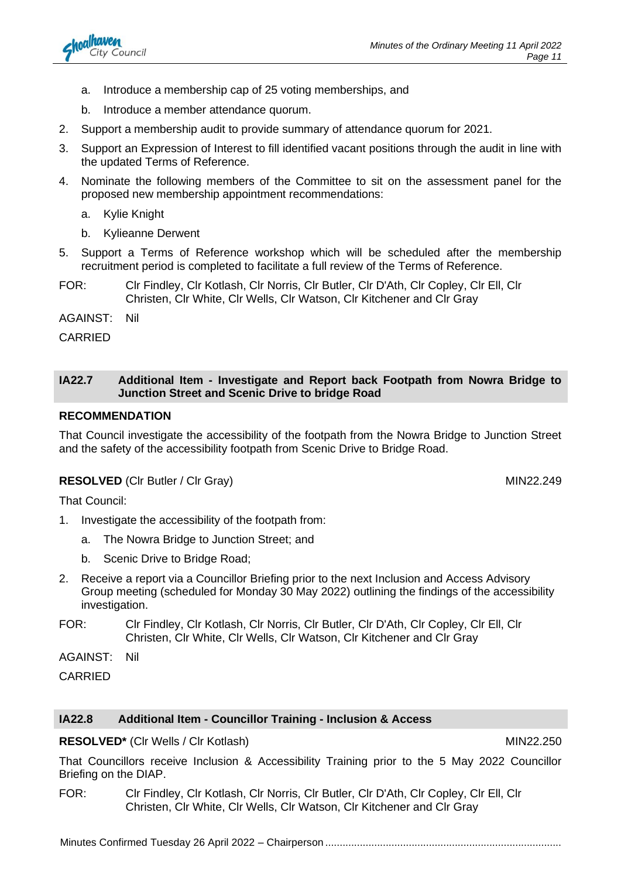a. Introduce a membership cap of 25 voting memberships, and

    b. Introduce a member attendance quorum.

2. Support a membership audit to provide summary of attendance quorum for 2021.
3. Support an Expression of Interest to fill identified vacant positions through the audit in line with the updated Terms of Reference.
4. Nominate the following members of the Committee to sit on the assessment panel for the proposed new membership appointment recommendations:
    a. Kylie Knight
    b. Kylieanne Derwent
5. Support a Terms of Reference workshop which will be scheduled after the membership recruitment period is completed to facilitate a full review of the Terms of Reference.

FOR: Clr Findley, Clr Kotlash, Clr Norris, Clr Butler, Clr D'Ath, Clr Copley, Clr Ell, Clr Christen, Clr White, Clr Wells, Clr Watson, Clr Kitchener and Clr Gray

AGAINST: Nil

CARRIED

## IA22.7 Additional Item - Investigate and Report back Footpath from Nowra Bridge to Junction Street and Scenic Drive to bridge Road

**RECOMMENDATION**

That Council investigate the accessibility of the footpath from the Nowra Bridge to Junction Street and the safety of the accessibility footpath from Scenic Drive to Bridge Road.

**RESOLVED** (Clr Butler / Clr Gray) MIN22.249

That Council:

1. Investigate the accessibility of the footpath from:
    a. The Nowra Bridge to Junction Street; and
    b. Scenic Drive to Bridge Road;
2. Receive a report via a Councillor Briefing prior to the next Inclusion and Access Advisory Group meeting (scheduled for Monday 30 May 2022) outlining the findings of the accessibility investigation.

FOR: Clr Findley, Clr Kotlash, Clr Norris, Clr Butler, Clr D'Ath, Clr Copley, Clr Ell, Clr Christen, Clr White, Clr Wells, Clr Watson, Clr Kitchener and Clr Gray

AGAINST: Nil

CARRIED

## IA22.8 Additional Item - Councillor Training - Inclusion & Access

**RESOLVED*** (Clr Wells / Clr Kotlash) MIN22.250

That Councillors receive Inclusion & Accessibility Training prior to the 5 May 2022 Councillor Briefing on the DIAP.

FOR: Clr Findley, Clr Kotlash, Clr Norris, Clr Butler, Clr D'Ath, Clr Copley, Clr Ell, Clr Christen, Clr White, Clr Wells, Clr Watson, Clr Kitchener and Clr Gray

Minutes Confirmed Tuesday 26 April 2022 – Chairperson ..........................................................................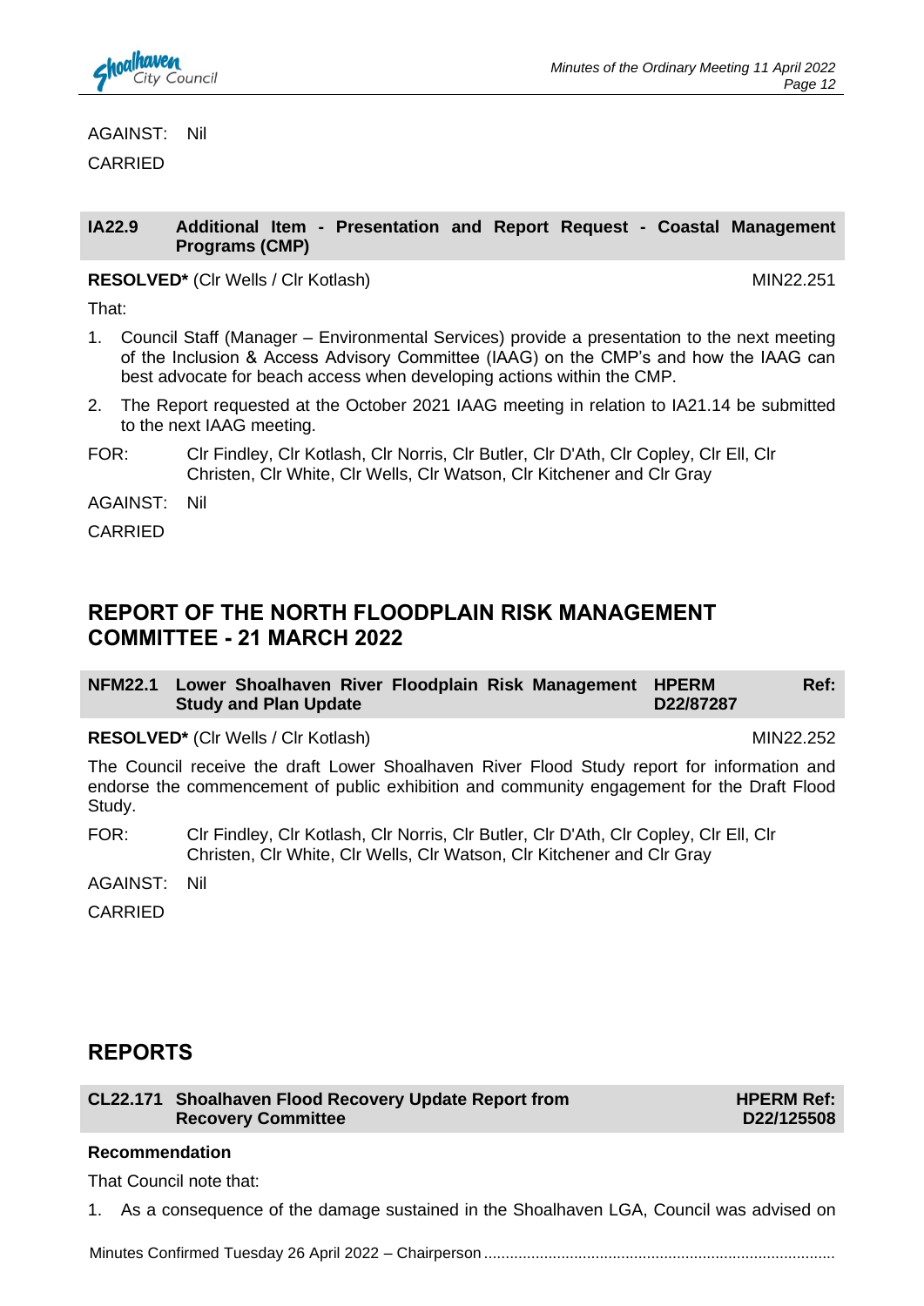AGAINST: Nil

CARRIED

### IA22.9 Additional Item - Presentation and Report Request - Coastal Management Programs (CMP)

**RESOLVED*** (Clr Wells / Clr Kotlash) MIN22.251

That:

1. Council Staff (Manager – Environmental Services) provide a presentation to the next meeting of the Inclusion & Access Advisory Committee (IAAG) on the CMP's and how the IAAG can best advocate for beach access when developing actions within the CMP.
2. The Report requested at the October 2021 IAAG meeting in relation to IA21.14 be submitted to the next IAAG meeting.

FOR: Clr Findley, Clr Kotlash, Clr Norris, Clr Butler, Clr D'Ath, Clr Copley, Clr Ell, Clr Christen, Clr White, Clr Wells, Clr Watson, Clr Kitchener and Clr Gray

AGAINST: Nil

CARRIED

## REPORT OF THE NORTH FLOODPLAIN RISK MANAGEMENT COMMITTEE - 21 MARCH 2022

### NFM22.1 Lower Shoalhaven River Floodplain Risk Management Study and Plan Update — HPERM Ref: D22/87287

**RESOLVED*** (Clr Wells / Clr Kotlash) MIN22.252

The Council receive the draft Lower Shoalhaven River Flood Study report for information and endorse the commencement of public exhibition and community engagement for the Draft Flood Study.

FOR: Clr Findley, Clr Kotlash, Clr Norris, Clr Butler, Clr D'Ath, Clr Copley, Clr Ell, Clr Christen, Clr White, Clr Wells, Clr Watson, Clr Kitchener and Clr Gray

AGAINST: Nil

CARRIED

## REPORTS

### CL22.171 Shoalhaven Flood Recovery Update Report from Recovery Committee — HPERM Ref: D22/125508

**Recommendation**

That Council note that:

1. As a consequence of the damage sustained in the Shoalhaven LGA, Council was advised on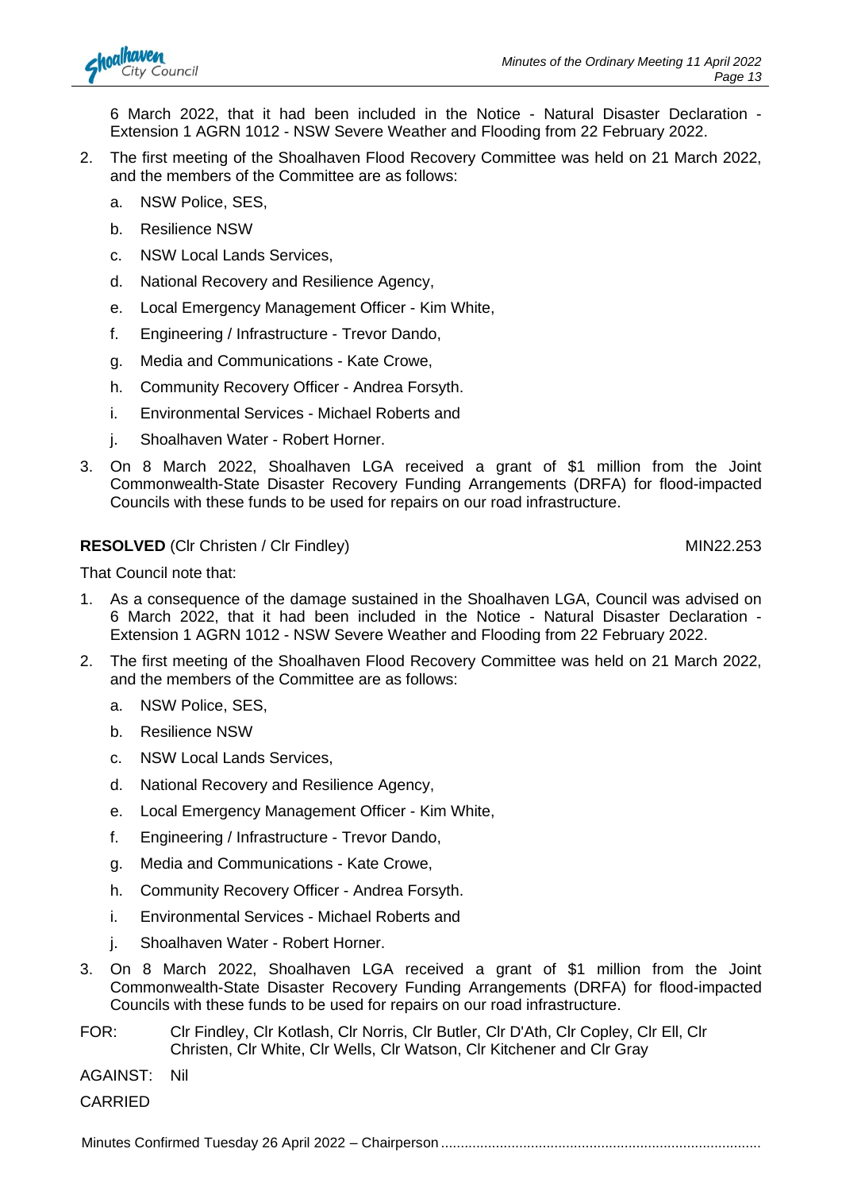6 March 2022, that it had been included in the Notice - Natural Disaster Declaration - Extension 1 AGRN 1012 - NSW Severe Weather and Flooding from 22 February 2022.

2. The first meeting of the Shoalhaven Flood Recovery Committee was held on 21 March 2022, and the members of the Committee are as follows:
   a. NSW Police, SES,
   b. Resilience NSW
   c. NSW Local Lands Services,
   d. National Recovery and Resilience Agency,
   e. Local Emergency Management Officer - Kim White,
   f. Engineering / Infrastructure - Trevor Dando,
   g. Media and Communications - Kate Crowe,
   h. Community Recovery Officer - Andrea Forsyth.
   i. Environmental Services - Michael Roberts and
   j. Shoalhaven Water - Robert Horner.
3. On 8 March 2022, Shoalhaven LGA received a grant of $1 million from the Joint Commonwealth-State Disaster Recovery Funding Arrangements (DRFA) for flood-impacted Councils with these funds to be used for repairs on our road infrastructure.

**RESOLVED** (Clr Christen / Clr Findley) MIN22.253

That Council note that:

1. As a consequence of the damage sustained in the Shoalhaven LGA, Council was advised on 6 March 2022, that it had been included in the Notice - Natural Disaster Declaration - Extension 1 AGRN 1012 - NSW Severe Weather and Flooding from 22 February 2022.
2. The first meeting of the Shoalhaven Flood Recovery Committee was held on 21 March 2022, and the members of the Committee are as follows:
   a. NSW Police, SES,
   b. Resilience NSW
   c. NSW Local Lands Services,
   d. National Recovery and Resilience Agency,
   e. Local Emergency Management Officer - Kim White,
   f. Engineering / Infrastructure - Trevor Dando,
   g. Media and Communications - Kate Crowe,
   h. Community Recovery Officer - Andrea Forsyth.
   i. Environmental Services - Michael Roberts and
   j. Shoalhaven Water - Robert Horner.
3. On 8 March 2022, Shoalhaven LGA received a grant of $1 million from the Joint Commonwealth-State Disaster Recovery Funding Arrangements (DRFA) for flood-impacted Councils with these funds to be used for repairs on our road infrastructure.

FOR: Clr Findley, Clr Kotlash, Clr Norris, Clr Butler, Clr D'Ath, Clr Copley, Clr Ell, Clr Christen, Clr White, Clr Wells, Clr Watson, Clr Kitchener and Clr Gray

AGAINST: Nil

CARRIED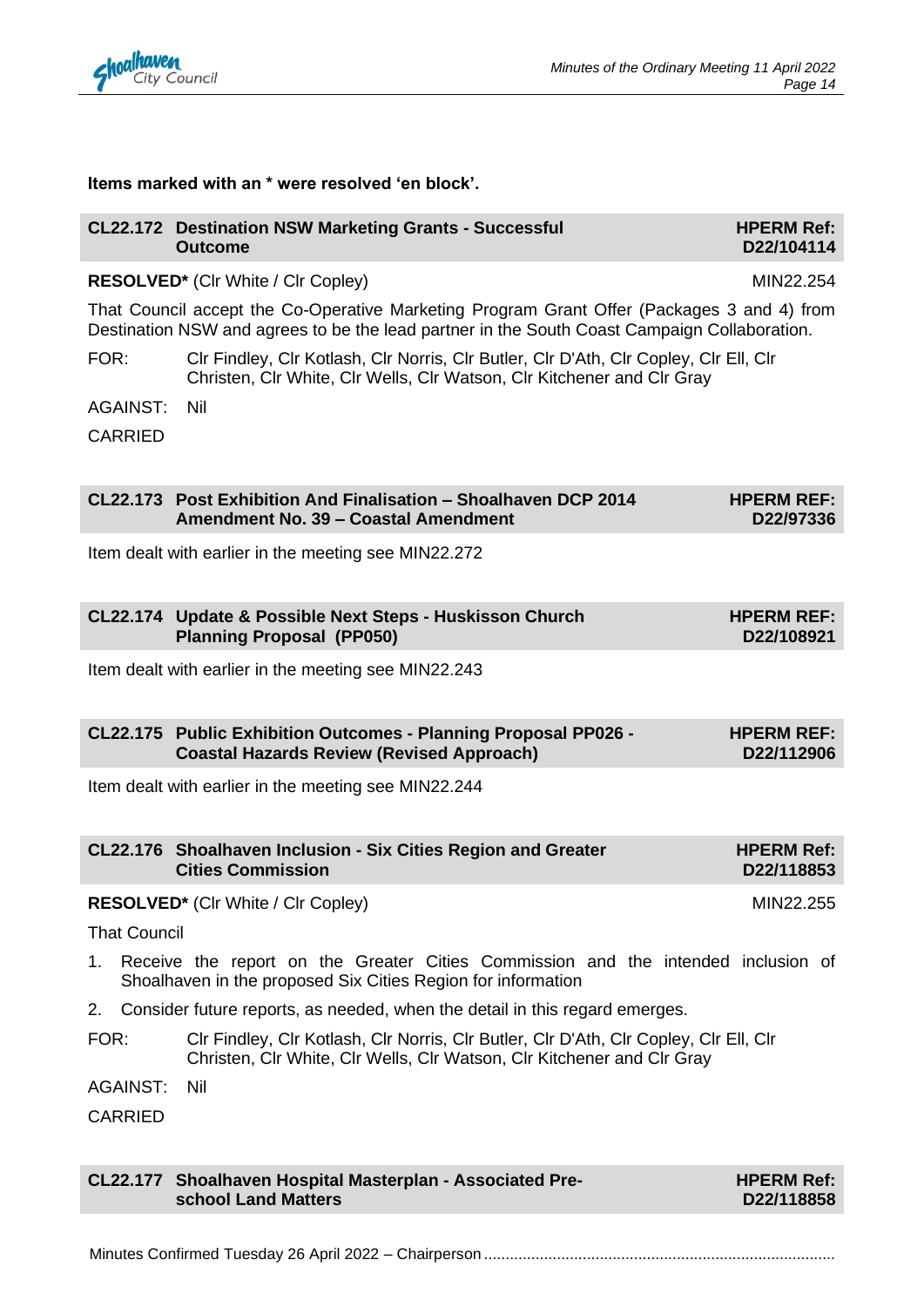**Items marked with an * were resolved 'en block'.**

### CL22.172 Destination NSW Marketing Grants - Successful Outcome — HPERM Ref: D22/104114

**RESOLVED*** (Clr White / Clr Copley) MIN22.254

That Council accept the Co-Operative Marketing Program Grant Offer (Packages 3 and 4) from Destination NSW and agrees to be the lead partner in the South Coast Campaign Collaboration.

FOR: Clr Findley, Clr Kotlash, Clr Norris, Clr Butler, Clr D'Ath, Clr Copley, Clr Ell, Clr Christen, Clr White, Clr Wells, Clr Watson, Clr Kitchener and Clr Gray

AGAINST: Nil

CARRIED

### CL22.173 Post Exhibition And Finalisation – Shoalhaven DCP 2014 Amendment No. 39 – Coastal Amendment — HPERM REF: D22/97336

Item dealt with earlier in the meeting see MIN22.272

### CL22.174 Update & Possible Next Steps - Huskisson Church Planning Proposal (PP050) — HPERM REF: D22/108921

Item dealt with earlier in the meeting see MIN22.243

### CL22.175 Public Exhibition Outcomes - Planning Proposal PP026 - Coastal Hazards Review (Revised Approach) — HPERM REF: D22/112906

Item dealt with earlier in the meeting see MIN22.244

### CL22.176 Shoalhaven Inclusion - Six Cities Region and Greater Cities Commission — HPERM Ref: D22/118853

**RESOLVED*** (Clr White / Clr Copley) MIN22.255

That Council

1. Receive the report on the Greater Cities Commission and the intended inclusion of Shoalhaven in the proposed Six Cities Region for information
2. Consider future reports, as needed, when the detail in this regard emerges.

FOR: Clr Findley, Clr Kotlash, Clr Norris, Clr Butler, Clr D'Ath, Clr Copley, Clr Ell, Clr Christen, Clr White, Clr Wells, Clr Watson, Clr Kitchener and Clr Gray

AGAINST: Nil

CARRIED

### CL22.177 Shoalhaven Hospital Masterplan - Associated Pre-school Land Matters — HPERM Ref: D22/118858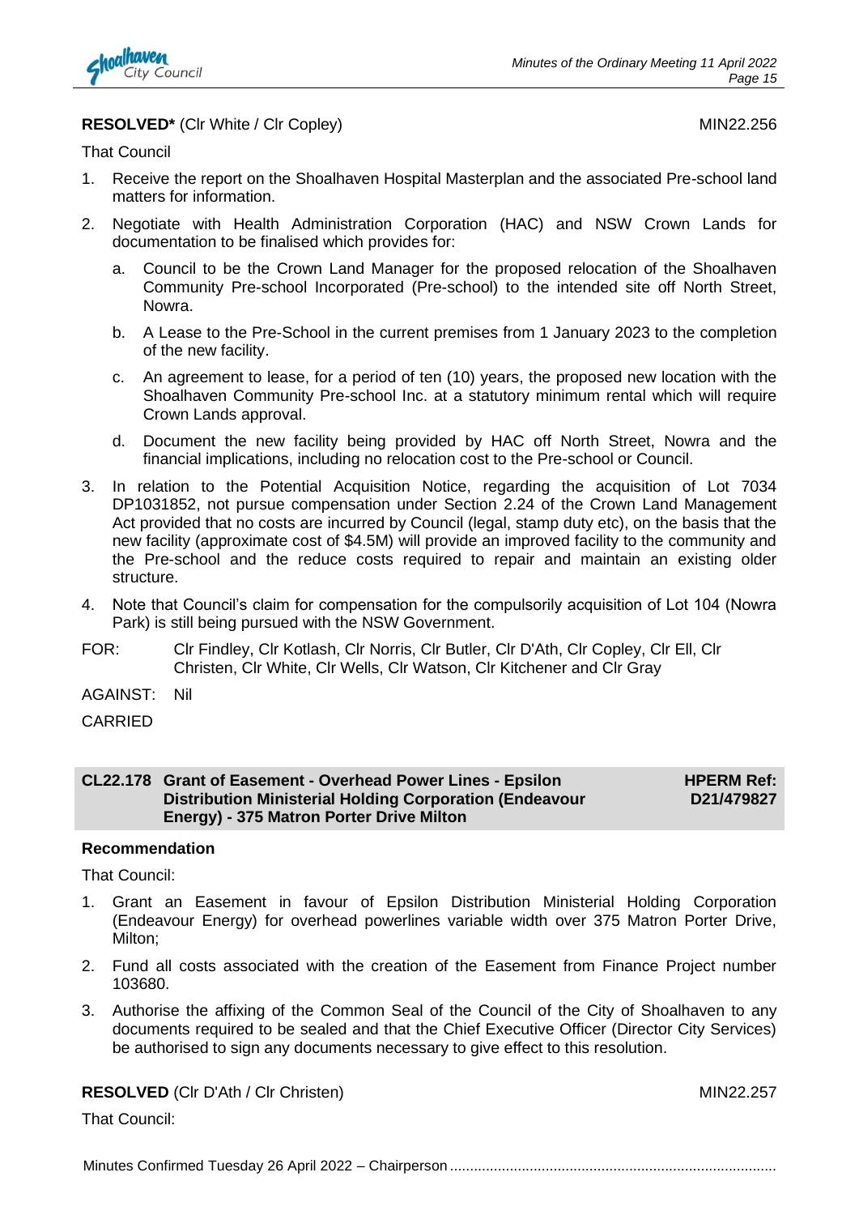**RESOLVED*** (Clr White / Clr Copley) MIN22.256

That Council

1. Receive the report on the Shoalhaven Hospital Masterplan and the associated Pre-school land matters for information.
2. Negotiate with Health Administration Corporation (HAC) and NSW Crown Lands for documentation to be finalised which provides for:
   a. Council to be the Crown Land Manager for the proposed relocation of the Shoalhaven Community Pre-school Incorporated (Pre-school) to the intended site off North Street, Nowra.
   b. A Lease to the Pre-School in the current premises from 1 January 2023 to the completion of the new facility.
   c. An agreement to lease, for a period of ten (10) years, the proposed new location with the Shoalhaven Community Pre-school Inc. at a statutory minimum rental which will require Crown Lands approval.
   d. Document the new facility being provided by HAC off North Street, Nowra and the financial implications, including no relocation cost to the Pre-school or Council.
3. In relation to the Potential Acquisition Notice, regarding the acquisition of Lot 7034 DP1031852, not pursue compensation under Section 2.24 of the Crown Land Management Act provided that no costs are incurred by Council (legal, stamp duty etc), on the basis that the new facility (approximate cost of $4.5M) will provide an improved facility to the community and the Pre-school and the reduce costs required to repair and maintain an existing older structure.
4. Note that Council's claim for compensation for the compulsorily acquisition of Lot 104 (Nowra Park) is still being pursued with the NSW Government.

FOR: Clr Findley, Clr Kotlash, Clr Norris, Clr Butler, Clr D'Ath, Clr Copley, Clr Ell, Clr Christen, Clr White, Clr Wells, Clr Watson, Clr Kitchener and Clr Gray

AGAINST: Nil

CARRIED

## CL22.178 Grant of Easement - Overhead Power Lines - Epsilon Distribution Ministerial Holding Corporation (Endeavour Energy) - 375 Matron Porter Drive Milton

**HPERM Ref: D21/479827**

**Recommendation**

That Council:

1. Grant an Easement in favour of Epsilon Distribution Ministerial Holding Corporation (Endeavour Energy) for overhead powerlines variable width over 375 Matron Porter Drive, Milton;
2. Fund all costs associated with the creation of the Easement from Finance Project number 103680.
3. Authorise the affixing of the Common Seal of the Council of the City of Shoalhaven to any documents required to be sealed and that the Chief Executive Officer (Director City Services) be authorised to sign any documents necessary to give effect to this resolution.

**RESOLVED** (Clr D'Ath / Clr Christen) MIN22.257

That Council:

Minutes Confirmed Tuesday 26 April 2022 – Chairperson ..................................................................................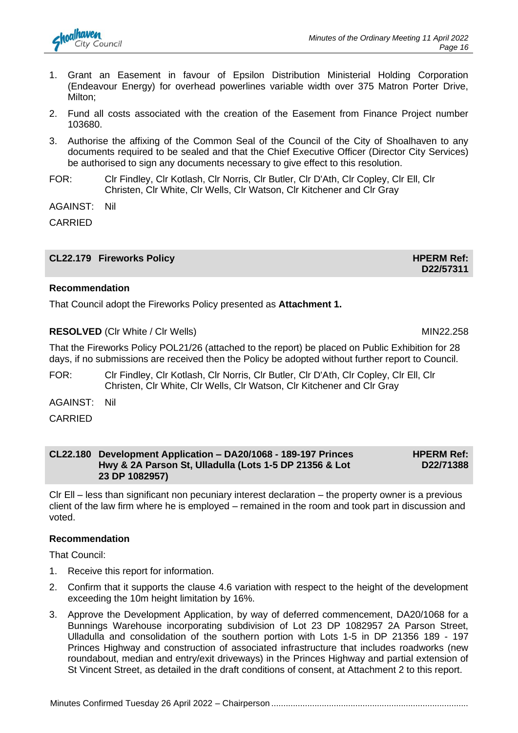1. Grant an Easement in favour of Epsilon Distribution Ministerial Holding Corporation (Endeavour Energy) for overhead powerlines variable width over 375 Matron Porter Drive, Milton;
2. Fund all costs associated with the creation of the Easement from Finance Project number 103680.
3. Authorise the affixing of the Common Seal of the Council of the City of Shoalhaven to any documents required to be sealed and that the Chief Executive Officer (Director City Services) be authorised to sign any documents necessary to give effect to this resolution.

FOR: Clr Findley, Clr Kotlash, Clr Norris, Clr Butler, Clr D'Ath, Clr Copley, Clr Ell, Clr Christen, Clr White, Clr Wells, Clr Watson, Clr Kitchener and Clr Gray

AGAINST: Nil

CARRIED

## CL22.179 Fireworks Policy — HPERM Ref: D22/57311

**Recommendation**

That Council adopt the Fireworks Policy presented as **Attachment 1.**

**RESOLVED** (Clr White / Clr Wells) MIN22.258

That the Fireworks Policy POL21/26 (attached to the report) be placed on Public Exhibition for 28 days, if no submissions are received then the Policy be adopted without further report to Council.

FOR: Clr Findley, Clr Kotlash, Clr Norris, Clr Butler, Clr D'Ath, Clr Copley, Clr Ell, Clr Christen, Clr White, Clr Wells, Clr Watson, Clr Kitchener and Clr Gray

AGAINST: Nil

CARRIED

## CL22.180 Development Application – DA20/1068 - 189-197 Princes Hwy & 2A Parson St, Ulladulla (Lots 1-5 DP 21356 & Lot 23 DP 1082957) — HPERM Ref: D22/71388

Clr Ell – less than significant non pecuniary interest declaration – the property owner is a previous client of the law firm where he is employed – remained in the room and took part in discussion and voted.

**Recommendation**

That Council:

1. Receive this report for information.
2. Confirm that it supports the clause 4.6 variation with respect to the height of the development exceeding the 10m height limitation by 16%.
3. Approve the Development Application, by way of deferred commencement, DA20/1068 for a Bunnings Warehouse incorporating subdivision of Lot 23 DP 1082957 2A Parson Street, Ulladulla and consolidation of the southern portion with Lots 1-5 in DP 21356 189 - 197 Princes Highway and construction of associated infrastructure that includes roadworks (new roundabout, median and entry/exit driveways) in the Princes Highway and partial extension of St Vincent Street, as detailed in the draft conditions of consent, at Attachment 2 to this report.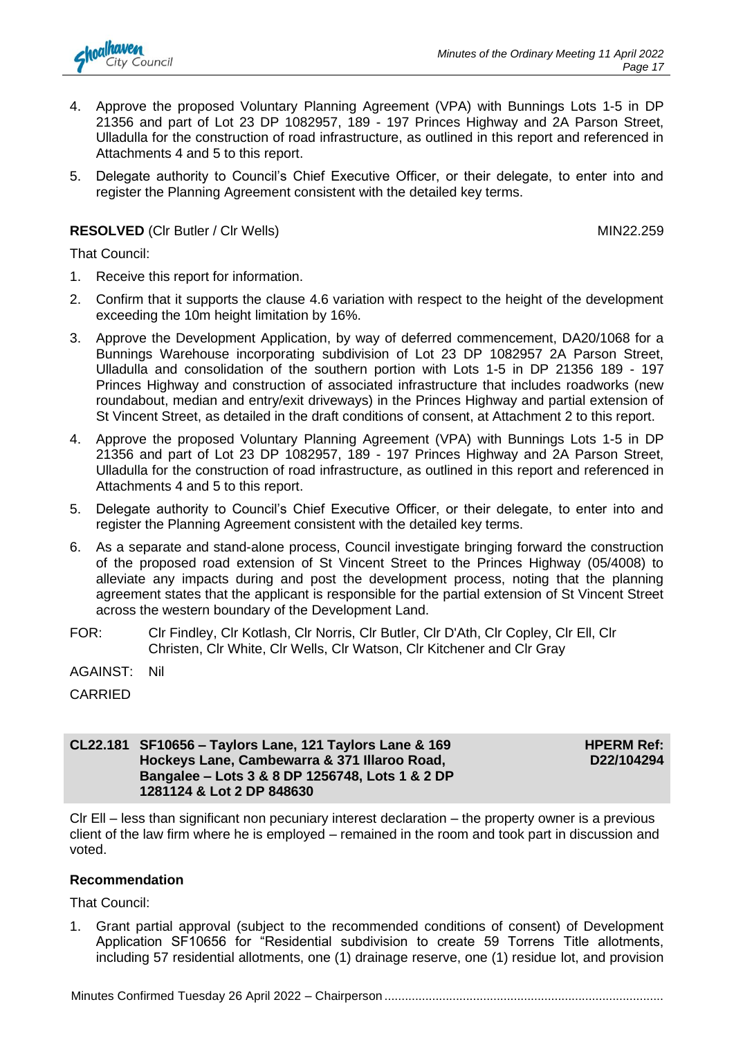4. Approve the proposed Voluntary Planning Agreement (VPA) with Bunnings Lots 1-5 in DP 21356 and part of Lot 23 DP 1082957, 189 - 197 Princes Highway and 2A Parson Street, Ulladulla for the construction of road infrastructure, as outlined in this report and referenced in Attachments 4 and 5 to this report.
5. Delegate authority to Council's Chief Executive Officer, or their delegate, to enter into and register the Planning Agreement consistent with the detailed key terms.

**RESOLVED** (Clr Butler / Clr Wells) MIN22.259

That Council:

1. Receive this report for information.
2. Confirm that it supports the clause 4.6 variation with respect to the height of the development exceeding the 10m height limitation by 16%.
3. Approve the Development Application, by way of deferred commencement, DA20/1068 for a Bunnings Warehouse incorporating subdivision of Lot 23 DP 1082957 2A Parson Street, Ulladulla and consolidation of the southern portion with Lots 1-5 in DP 21356 189 - 197 Princes Highway and construction of associated infrastructure that includes roadworks (new roundabout, median and entry/exit driveways) in the Princes Highway and partial extension of St Vincent Street, as detailed in the draft conditions of consent, at Attachment 2 to this report.
4. Approve the proposed Voluntary Planning Agreement (VPA) with Bunnings Lots 1-5 in DP 21356 and part of Lot 23 DP 1082957, 189 - 197 Princes Highway and 2A Parson Street, Ulladulla for the construction of road infrastructure, as outlined in this report and referenced in Attachments 4 and 5 to this report.
5. Delegate authority to Council's Chief Executive Officer, or their delegate, to enter into and register the Planning Agreement consistent with the detailed key terms.
6. As a separate and stand-alone process, Council investigate bringing forward the construction of the proposed road extension of St Vincent Street to the Princes Highway (05/4008) to alleviate any impacts during and post the development process, noting that the planning agreement states that the applicant is responsible for the partial extension of St Vincent Street across the western boundary of the Development Land.

FOR: Clr Findley, Clr Kotlash, Clr Norris, Clr Butler, Clr D'Ath, Clr Copley, Clr Ell, Clr Christen, Clr White, Clr Wells, Clr Watson, Clr Kitchener and Clr Gray

AGAINST: Nil

CARRIED

## CL22.181 SF10656 – Taylors Lane, 121 Taylors Lane & 169 Hockeys Lane, Cambewarra & 371 Illaroo Road, Bangalee – Lots 3 & 8 DP 1256748, Lots 1 & 2 DP 1281124 & Lot 2 DP 848630

**HPERM Ref: D22/104294**

Clr Ell – less than significant non pecuniary interest declaration – the property owner is a previous client of the law firm where he is employed – remained in the room and took part in discussion and voted.

**Recommendation**

That Council:

1. Grant partial approval (subject to the recommended conditions of consent) of Development Application SF10656 for "Residential subdivision to create 59 Torrens Title allotments, including 57 residential allotments, one (1) drainage reserve, one (1) residue lot, and provision

Minutes Confirmed Tuesday 26 April 2022 – Chairperson ................................................................................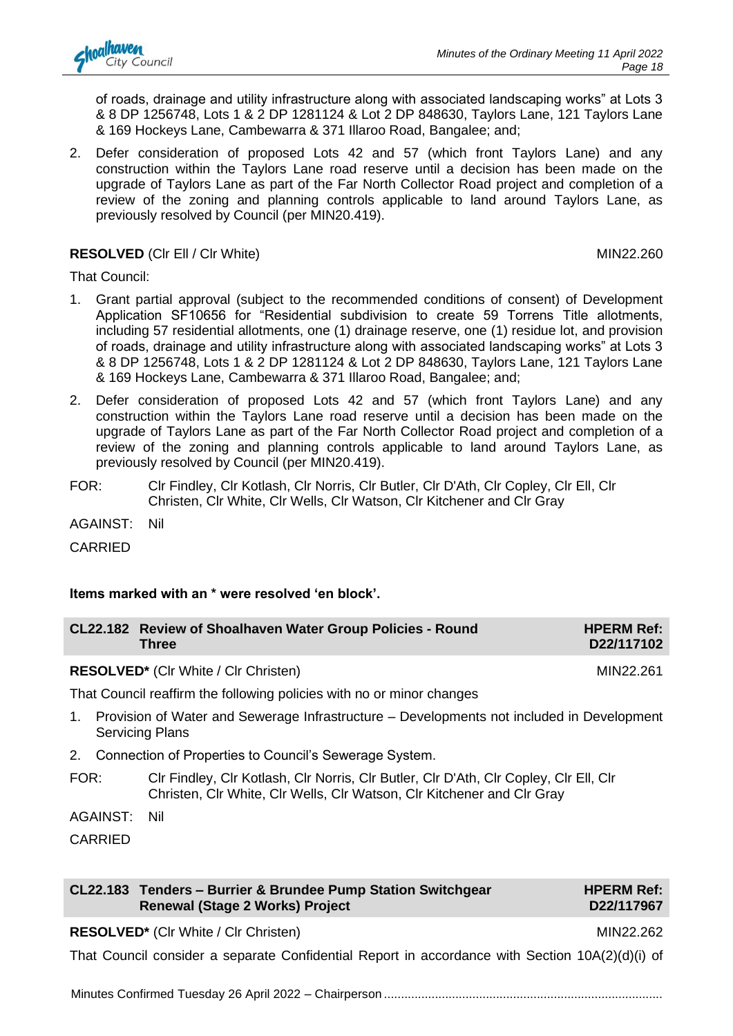of roads, drainage and utility infrastructure along with associated landscaping works" at Lots 3 & 8 DP 1256748, Lots 1 & 2 DP 1281124 & Lot 2 DP 848630, Taylors Lane, 121 Taylors Lane & 169 Hockeys Lane, Cambewarra & 371 Illaroo Road, Bangalee; and;

2. Defer consideration of proposed Lots 42 and 57 (which front Taylors Lane) and any construction within the Taylors Lane road reserve until a decision has been made on the upgrade of Taylors Lane as part of the Far North Collector Road project and completion of a review of the zoning and planning controls applicable to land around Taylors Lane, as previously resolved by Council (per MIN20.419).

**RESOLVED** (Clr Ell / Clr White) MIN22.260

That Council:

1. Grant partial approval (subject to the recommended conditions of consent) of Development Application SF10656 for "Residential subdivision to create 59 Torrens Title allotments, including 57 residential allotments, one (1) drainage reserve, one (1) residue lot, and provision of roads, drainage and utility infrastructure along with associated landscaping works" at Lots 3 & 8 DP 1256748, Lots 1 & 2 DP 1281124 & Lot 2 DP 848630, Taylors Lane, 121 Taylors Lane & 169 Hockeys Lane, Cambewarra & 371 Illaroo Road, Bangalee; and;
2. Defer consideration of proposed Lots 42 and 57 (which front Taylors Lane) and any construction within the Taylors Lane road reserve until a decision has been made on the upgrade of Taylors Lane as part of the Far North Collector Road project and completion of a review of the zoning and planning controls applicable to land around Taylors Lane, as previously resolved by Council (per MIN20.419).

FOR: Clr Findley, Clr Kotlash, Clr Norris, Clr Butler, Clr D'Ath, Clr Copley, Clr Ell, Clr Christen, Clr White, Clr Wells, Clr Watson, Clr Kitchener and Clr Gray

AGAINST: Nil

CARRIED

**Items marked with an * were resolved 'en block'.**

## CL22.182 Review of Shoalhaven Water Group Policies - Round Three

**HPERM Ref: D22/117102**

**RESOLVED*** (Clr White / Clr Christen) MIN22.261

That Council reaffirm the following policies with no or minor changes

1. Provision of Water and Sewerage Infrastructure – Developments not included in Development Servicing Plans
2. Connection of Properties to Council's Sewerage System.

FOR: Clr Findley, Clr Kotlash, Clr Norris, Clr Butler, Clr D'Ath, Clr Copley, Clr Ell, Clr Christen, Clr White, Clr Wells, Clr Watson, Clr Kitchener and Clr Gray

AGAINST: Nil

CARRIED

## CL22.183 Tenders – Burrier & Brundee Pump Station Switchgear Renewal (Stage 2 Works) Project

**HPERM Ref: D22/117967**

**RESOLVED*** (Clr White / Clr Christen) MIN22.262

That Council consider a separate Confidential Report in accordance with Section 10A(2)(d)(i) of

Minutes Confirmed Tuesday 26 April 2022 – Chairperson ................................................................................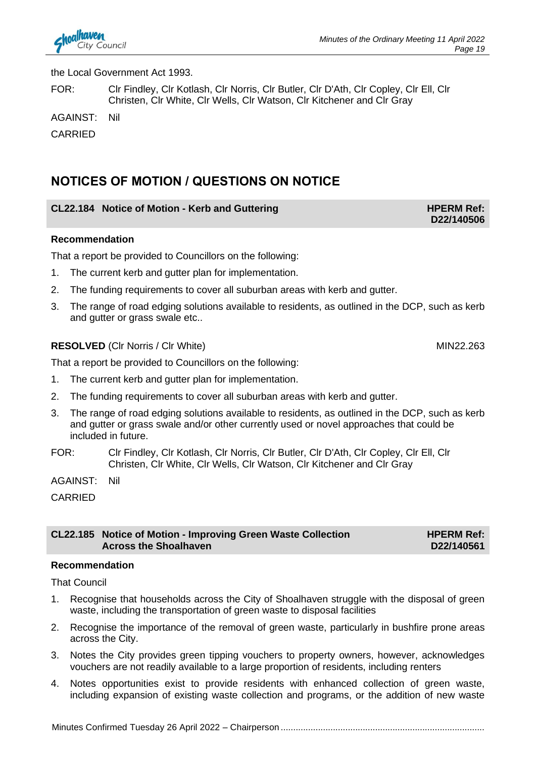the Local Government Act 1993.

FOR: Clr Findley, Clr Kotlash, Clr Norris, Clr Butler, Clr D'Ath, Clr Copley, Clr Ell, Clr Christen, Clr White, Clr Wells, Clr Watson, Clr Kitchener and Clr Gray

AGAINST: Nil

CARRIED

# NOTICES OF MOTION / QUESTIONS ON NOTICE

## CL22.184 Notice of Motion - Kerb and Guttering

**HPERM Ref: D22/140506**

**Recommendation**

That a report be provided to Councillors on the following:

1. The current kerb and gutter plan for implementation.
2. The funding requirements to cover all suburban areas with kerb and gutter.
3. The range of road edging solutions available to residents, as outlined in the DCP, such as kerb and gutter or grass swale etc..

**RESOLVED** (Clr Norris / Clr White) MIN22.263

That a report be provided to Councillors on the following:

1. The current kerb and gutter plan for implementation.
2. The funding requirements to cover all suburban areas with kerb and gutter.
3. The range of road edging solutions available to residents, as outlined in the DCP, such as kerb and gutter or grass swale and/or other currently used or novel approaches that could be included in future.

FOR: Clr Findley, Clr Kotlash, Clr Norris, Clr Butler, Clr D'Ath, Clr Copley, Clr Ell, Clr Christen, Clr White, Clr Wells, Clr Watson, Clr Kitchener and Clr Gray

AGAINST: Nil

CARRIED

## CL22.185 Notice of Motion - Improving Green Waste Collection Across the Shoalhaven

**HPERM Ref: D22/140561**

**Recommendation**

That Council

1. Recognise that households across the City of Shoalhaven struggle with the disposal of green waste, including the transportation of green waste to disposal facilities
2. Recognise the importance of the removal of green waste, particularly in bushfire prone areas across the City.
3. Notes the City provides green tipping vouchers to property owners, however, acknowledges vouchers are not readily available to a large proportion of residents, including renters
4. Notes opportunities exist to provide residents with enhanced collection of green waste, including expansion of existing waste collection and programs, or the addition of new waste

Minutes Confirmed Tuesday 26 April 2022 – Chairperson ................................................................................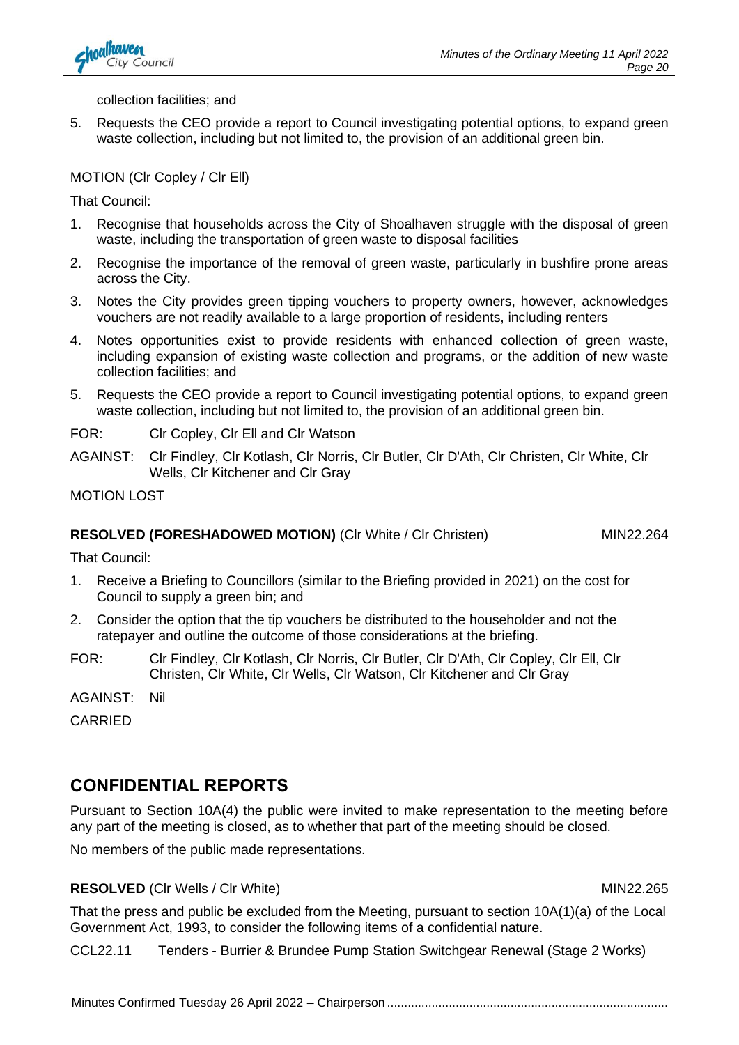collection facilities; and

5. Requests the CEO provide a report to Council investigating potential options, to expand green waste collection, including but not limited to, the provision of an additional green bin.

MOTION (Clr Copley / Clr Ell)

That Council:

1. Recognise that households across the City of Shoalhaven struggle with the disposal of green waste, including the transportation of green waste to disposal facilities
2. Recognise the importance of the removal of green waste, particularly in bushfire prone areas across the City.
3. Notes the City provides green tipping vouchers to property owners, however, acknowledges vouchers are not readily available to a large proportion of residents, including renters
4. Notes opportunities exist to provide residents with enhanced collection of green waste, including expansion of existing waste collection and programs, or the addition of new waste collection facilities; and
5. Requests the CEO provide a report to Council investigating potential options, to expand green waste collection, including but not limited to, the provision of an additional green bin.

FOR: Clr Copley, Clr Ell and Clr Watson

AGAINST: Clr Findley, Clr Kotlash, Clr Norris, Clr Butler, Clr D'Ath, Clr Christen, Clr White, Clr Wells, Clr Kitchener and Clr Gray

MOTION LOST

**RESOLVED (FORESHADOWED MOTION)** (Clr White / Clr Christen) MIN22.264

That Council:

1. Receive a Briefing to Councillors (similar to the Briefing provided in 2021) on the cost for Council to supply a green bin; and
2. Consider the option that the tip vouchers be distributed to the householder and not the ratepayer and outline the outcome of those considerations at the briefing.

FOR: Clr Findley, Clr Kotlash, Clr Norris, Clr Butler, Clr D'Ath, Clr Copley, Clr Ell, Clr Christen, Clr White, Clr Wells, Clr Watson, Clr Kitchener and Clr Gray

AGAINST: Nil

CARRIED

## CONFIDENTIAL REPORTS

Pursuant to Section 10A(4) the public were invited to make representation to the meeting before any part of the meeting is closed, as to whether that part of the meeting should be closed.

No members of the public made representations.

**RESOLVED** (Clr Wells / Clr White) MIN22.265

That the press and public be excluded from the Meeting, pursuant to section 10A(1)(a) of the Local Government Act, 1993, to consider the following items of a confidential nature.

CCL22.11 Tenders - Burrier & Brundee Pump Station Switchgear Renewal (Stage 2 Works)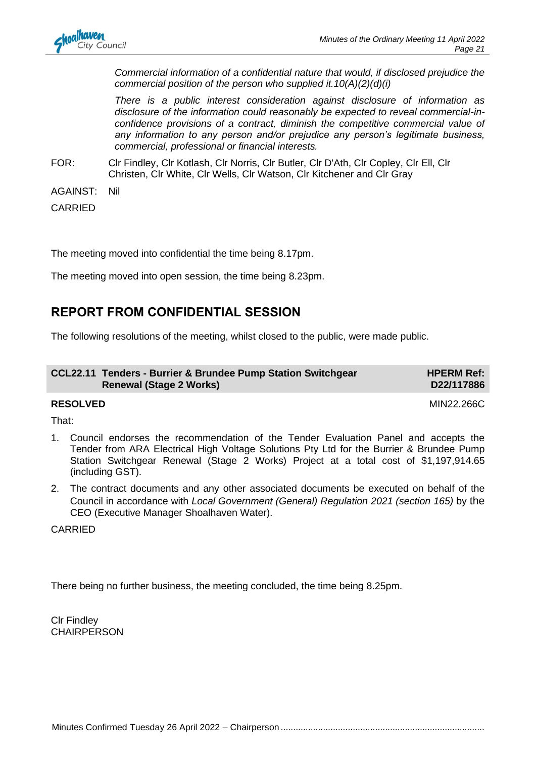*Commercial information of a confidential nature that would, if disclosed prejudice the commercial position of the person who supplied it.10(A)(2)(d)(i)*

*There is a public interest consideration against disclosure of information as disclosure of the information could reasonably be expected to reveal commercial-in-confidence provisions of a contract, diminish the competitive commercial value of any information to any person and/or prejudice any person's legitimate business, commercial, professional or financial interests.*

FOR: Clr Findley, Clr Kotlash, Clr Norris, Clr Butler, Clr D'Ath, Clr Copley, Clr Ell, Clr Christen, Clr White, Clr Wells, Clr Watson, Clr Kitchener and Clr Gray

AGAINST: Nil

CARRIED

The meeting moved into confidential the time being 8.17pm.

The meeting moved into open session, the time being 8.23pm.

## REPORT FROM CONFIDENTIAL SESSION

The following resolutions of the meeting, whilst closed to the public, were made public.

**CCL22.11 Tenders - Burrier & Brundee Pump Station Switchgear Renewal (Stage 2 Works)** — **HPERM Ref: D22/117886**

**RESOLVED** MIN22.266C

That:

1. Council endorses the recommendation of the Tender Evaluation Panel and accepts the Tender from ARA Electrical High Voltage Solutions Pty Ltd for the Burrier & Brundee Pump Station Switchgear Renewal (Stage 2 Works) Project at a total cost of $1,197,914.65 (including GST).
2. The contract documents and any other associated documents be executed on behalf of the Council in accordance with *Local Government (General) Regulation 2021 (section 165)* by the CEO (Executive Manager Shoalhaven Water).

CARRIED

There being no further business, the meeting concluded, the time being 8.25pm.

Clr Findley
CHAIRPERSON

Minutes Confirmed Tuesday 26 April 2022 – Chairperson ..................................................................................